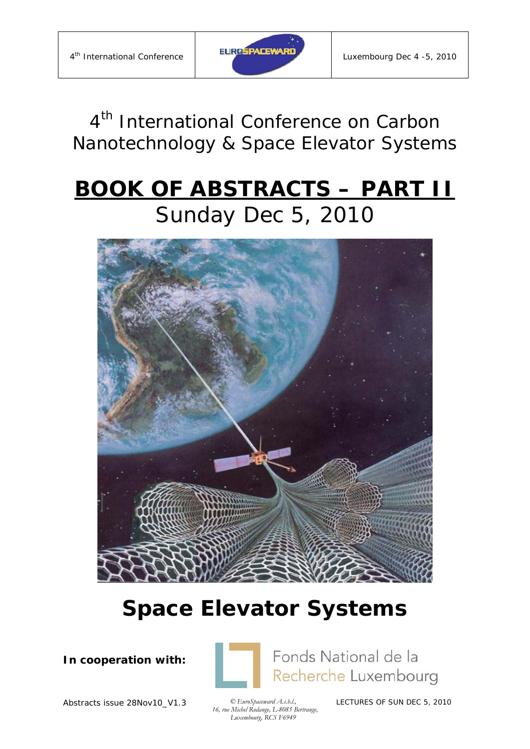4[th] International Conference

Luxembourg Dec 4 -5, 2010

# 4th International Conference on Carbon Nanotechnology & Space Elevator Systems

# BOOK OF ABSTRACTS – PART II

## Sunday Dec 5, 2010

# Space Elevator Systems

**In cooperation with:**

Fonds National de la Recherche Luxembourg

Abstracts issue 28Nov10_V1.3

*© EuroSpaceward A.s.b.l., 16, rue Michel Rodange, L-8085 Bertrange, Luxembourg, RCS F6949*

LECTURES OF SUN DEC 5, 2010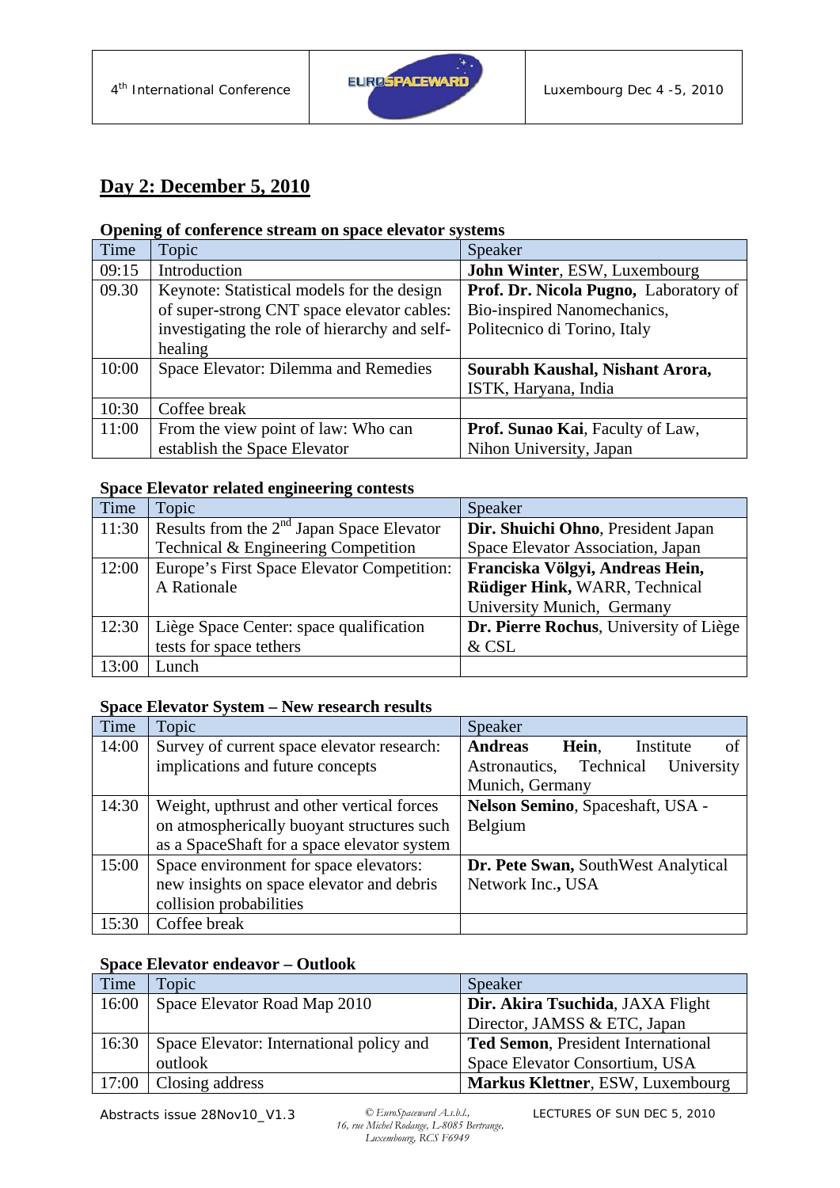## Day 2: December 5, 2010

### Opening of conference stream on space elevator systems

| Time | Topic | Speaker |
|---|---|---|
| 09:15 | Introduction | **John Winter**, ESW, Luxembourg |
| 09.30 | Keynote: Statistical models for the design of super-strong CNT space elevator cables: investigating the role of hierarchy and self-healing | **Prof. Dr. Nicola Pugno,** Laboratory of Bio-inspired Nanomechanics, Politecnico di Torino, Italy |
| 10:00 | Space Elevator: Dilemma and Remedies | **Sourabh Kaushal, Nishant Arora,** ISTK, Haryana, India |
| 10:30 | Coffee break | |
| 11:00 | From the view point of law: Who can establish the Space Elevator | **Prof. Sunao Kai**, Faculty of Law, Nihon University, Japan |

### Space Elevator related engineering contests

| Time | Topic | Speaker |
|---|---|---|
| 11:30 | Results from the 2nd Japan Space Elevator Technical & Engineering Competition | **Dir. Shuichi Ohno**, President Japan Space Elevator Association, Japan |
| 12:00 | Europe's First Space Elevator Competition: A Rationale | **Franciska Völgyi, Andreas Hein, Rüdiger Hink,** WARR, Technical University Munich, Germany |
| 12:30 | Liège Space Center: space qualification tests for space tethers | **Dr. Pierre Rochus**, University of Liège & CSL |
| 13:00 | Lunch | |

### Space Elevator System – New research results

| Time | Topic | Speaker |
|---|---|---|
| 14:00 | Survey of current space elevator research: implications and future concepts | **Andreas Hein**, Institute of Astronautics, Technical University Munich, Germany |
| 14:30 | Weight, upthrust and other vertical forces on atmospherically buoyant structures such as a SpaceShaft for a space elevator system | **Nelson Semino**, Spaceshaft, USA - Belgium |
| 15:00 | Space environment for space elevators: new insights on space elevator and debris collision probabilities | **Dr. Pete Swan,** SouthWest Analytical Network Inc.**,** USA |
| 15:30 | Coffee break | |

### Space Elevator endeavor – Outlook

| Time | Topic | Speaker |
|---|---|---|
| 16:00 | Space Elevator Road Map 2010 | **Dir. Akira Tsuchida**, JAXA Flight Director, JAMSS & ETC, Japan |
| 16:30 | Space Elevator: International policy and outlook | **Ted Semon**, President International Space Elevator Consortium, USA |
| 17:00 | Closing address | **Markus Klettner**, ESW, Luxembourg |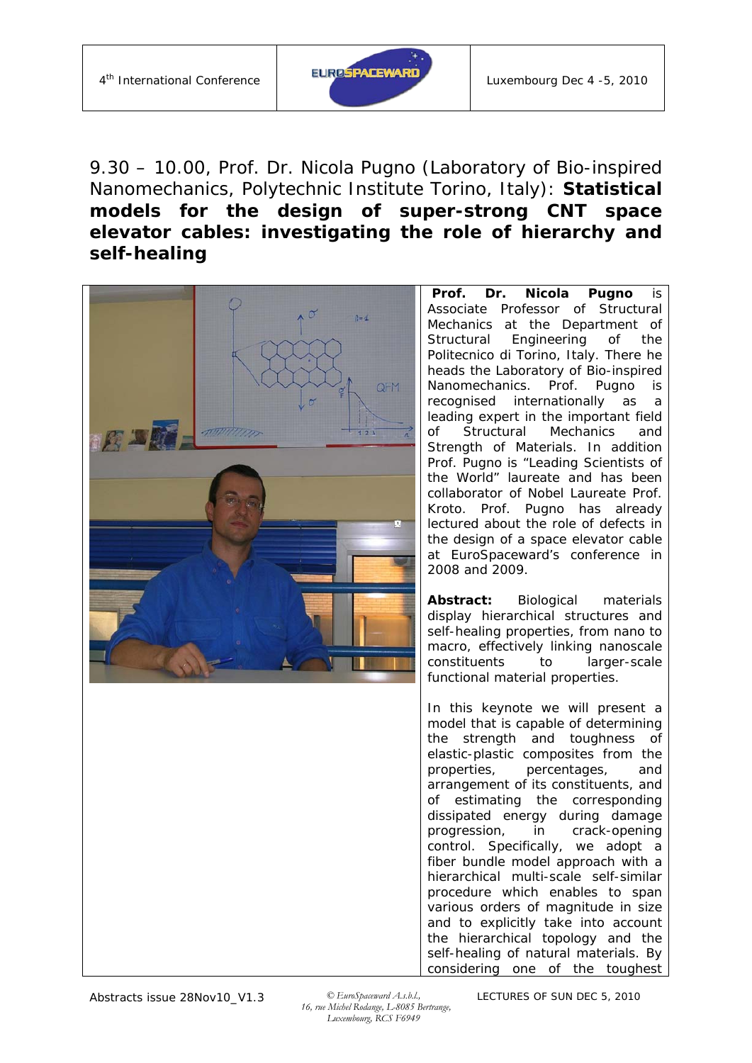9.30 – 10.00, Prof. Dr. Nicola Pugno (Laboratory of Bio-inspired Nanomechanics, Polytechnic Institute Torino, Italy): **Statistical models for the design of super-strong CNT space elevator cables: investigating the role of hierarchy and self-healing**

**Prof. Dr. Nicola Pugno** is Associate Professor of Structural Mechanics at the Department of Structural Engineering of the Politecnico di Torino, Italy. There he heads the Laboratory of Bio-inspired Nanomechanics. Prof. Pugno is recognised internationally as a leading expert in the important field of Structural Mechanics and Strength of Materials. In addition Prof. Pugno is "Leading Scientists of the World" laureate and has been collaborator of Nobel Laureate Prof. Kroto. Prof. Pugno has already lectured about the role of defects in the design of a space elevator cable at EuroSpaceward's conference in 2008 and 2009.

**Abstract:** Biological materials display hierarchical structures and self-healing properties, from nano to macro, effectively linking nanoscale constituents to larger-scale functional material properties.

In this keynote we will present a model that is capable of determining the strength and toughness of elastic-plastic composites from the properties, percentages, and arrangement of its constituents, and of estimating the corresponding dissipated energy during damage progression, in crack-opening control. Specifically, we adopt a fiber bundle model approach with a hierarchical multi-scale self-similar procedure which enables to span various orders of magnitude in size and to explicitly take into account the hierarchical topology and the self-healing of natural materials. By considering one of the toughest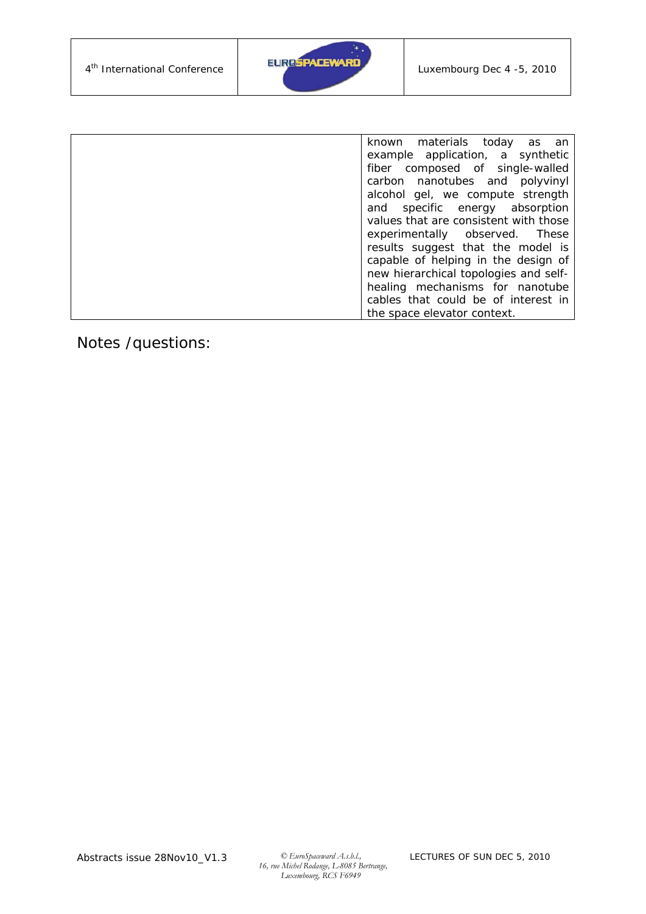| | known materials today as an example application, a synthetic fiber composed of single-walled carbon nanotubes and polyvinyl alcohol gel, we compute strength and specific energy absorption values that are consistent with those experimentally observed. These results suggest that the model is capable of helping in the design of new hierarchical topologies and self-healing mechanisms for nanotube cables that could be of interest in the space elevator context. |
|---|---|

Notes /questions: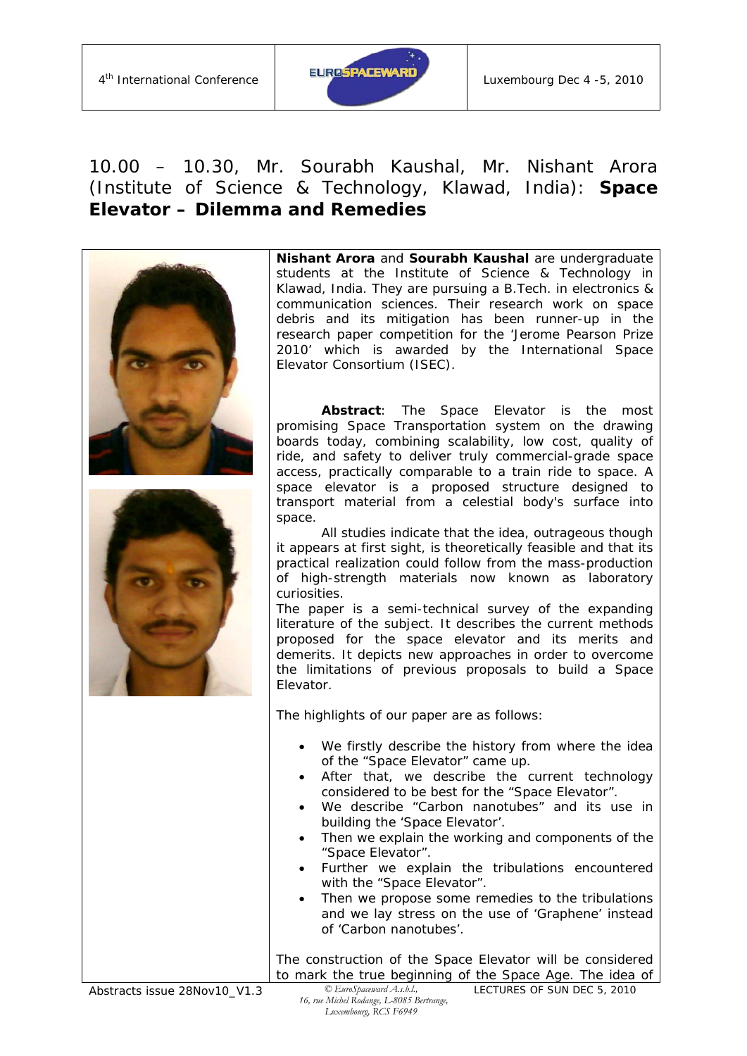## 10.00 – 10.30, Mr. Sourabh Kaushal, Mr. Nishant Arora (Institute of Science & Technology, Klawad, India): **Space Elevator – Dilemma and Remedies**

**Nishant Arora** and **Sourabh Kaushal** are undergraduate students at the Institute of Science & Technology in Klawad, India. They are pursuing a B.Tech. in electronics & communication sciences. Their research work on space debris and its mitigation has been runner-up in the research paper competition for the 'Jerome Pearson Prize 2010' which is awarded by the International Space Elevator Consortium (ISEC).

**Abstract**: The Space Elevator is the most promising Space Transportation system on the drawing boards today, combining scalability, low cost, quality of ride, and safety to deliver truly commercial-grade space access, practically comparable to a train ride to space. A space elevator is a proposed structure designed to transport material from a celestial body's surface into space.

All studies indicate that the idea, outrageous though it appears at first sight, is theoretically feasible and that its practical realization could follow from the mass-production of high-strength materials now known as laboratory curiosities.

The paper is a semi-technical survey of the expanding literature of the subject. It describes the current methods proposed for the space elevator and its merits and demerits. It depicts new approaches in order to overcome the limitations of previous proposals to build a Space Elevator.

The highlights of our paper are as follows:

- We firstly describe the history from where the idea of the "Space Elevator" came up.
- After that, we describe the current technology considered to be best for the "Space Elevator".
- We describe "Carbon nanotubes" and its use in building the 'Space Elevator'.
- Then we explain the working and components of the "Space Elevator".
- Further we explain the tribulations encountered with the "Space Elevator".
- Then we propose some remedies to the tribulations and we lay stress on the use of 'Graphene' instead of 'Carbon nanotubes'.

The construction of the Space Elevator will be considered to mark the true beginning of the Space Age. The idea of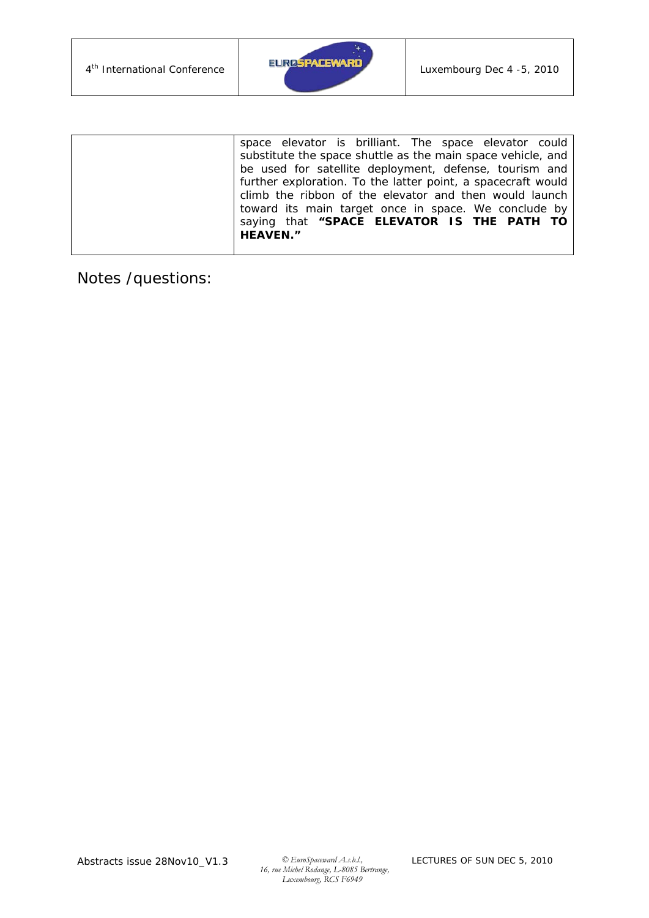| | |
|---|---|
| | space elevator is brilliant. The space elevator could substitute the space shuttle as the main space vehicle, and be used for satellite deployment, defense, tourism and further exploration. To the latter point, a spacecraft would climb the ribbon of the elevator and then would launch toward its main target once in space. We conclude by saying that **"SPACE ELEVATOR IS THE PATH TO HEAVEN."** |

Notes /questions: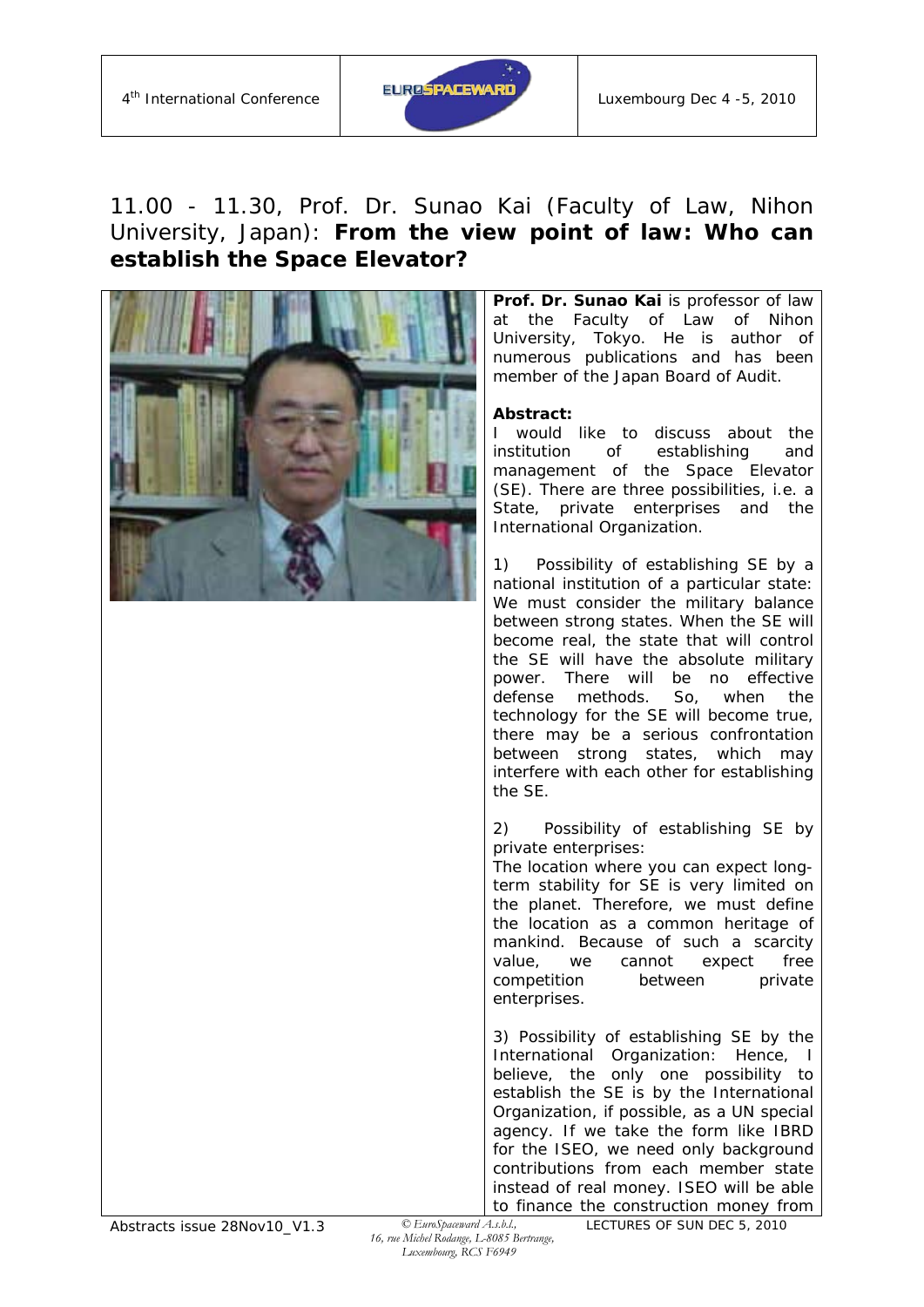## 11.00 - 11.30, Prof. Dr. Sunao Kai (Faculty of Law, Nihon University, Japan): **From the view point of law: Who can establish the Space Elevator?**

**Prof. Dr. Sunao Kai** is professor of law at the Faculty of Law of Nihon University, Tokyo. He is author of numerous publications and has been member of the Japan Board of Audit.

**Abstract:**

I would like to discuss about the institution of establishing and management of the Space Elevator (SE). There are three possibilities, i.e. a State, private enterprises and the International Organization.

1) Possibility of establishing SE by a national institution of a particular state: We must consider the military balance between strong states. When the SE will become real, the state that will control the SE will have the absolute military power. There will be no effective defense methods. So, when the technology for the SE will become true, there may be a serious confrontation between strong states, which may interfere with each other for establishing the SE.

2) Possibility of establishing SE by private enterprises:
The location where you can expect long-term stability for SE is very limited on the planet. Therefore, we must define the location as a common heritage of mankind. Because of such a scarcity value, we cannot expect free competition between private enterprises.

3) Possibility of establishing SE by the International Organization: Hence, I believe, the only one possibility to establish the SE is by the International Organization, if possible, as a UN special agency. If we take the form like IBRD for the ISEO, we need only background contributions from each member state instead of real money. ISEO will be able to finance the construction money from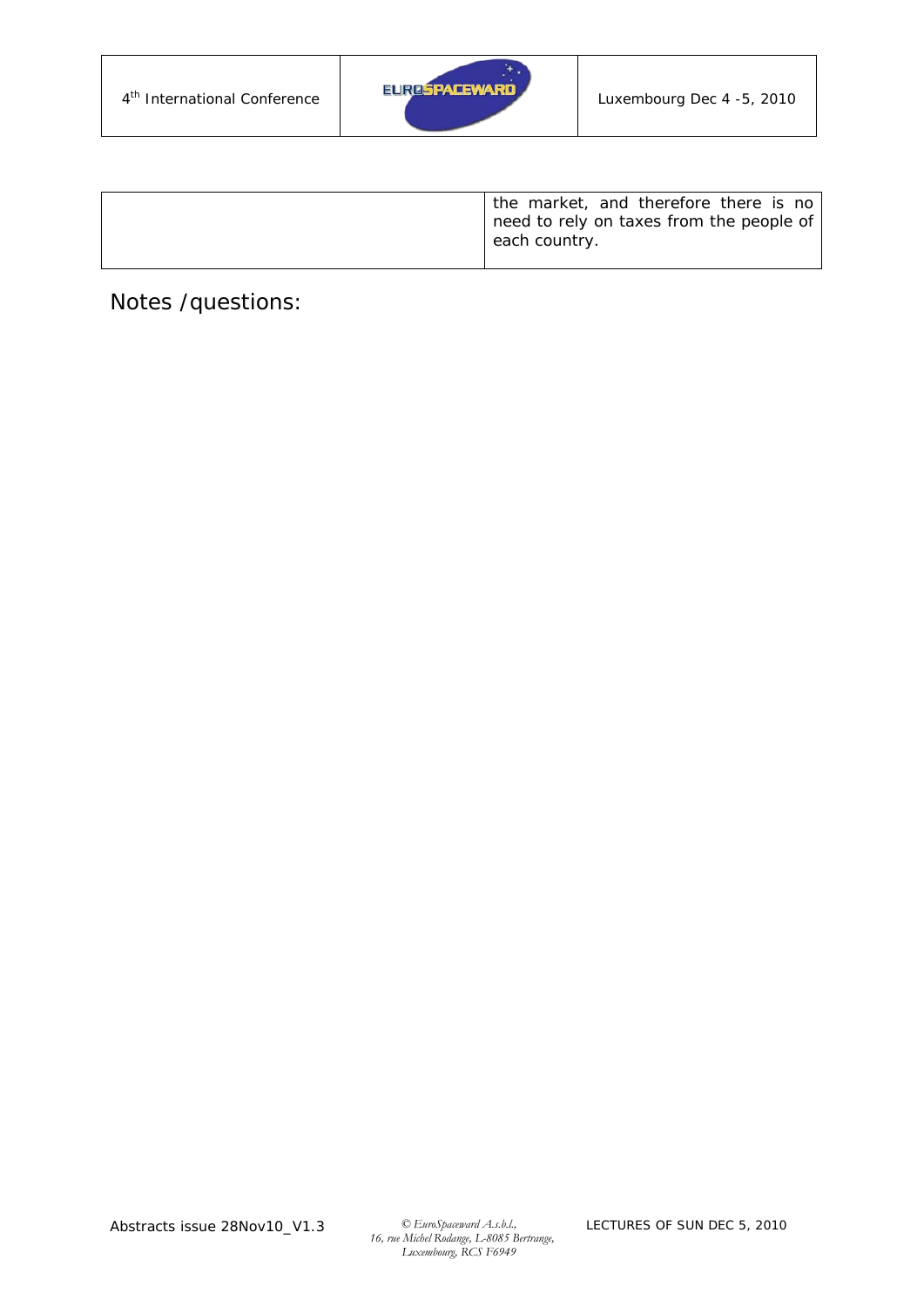| | |
|---|---|
| | the market, and therefore there is no need to rely on taxes from the people of each country. |

Notes /questions: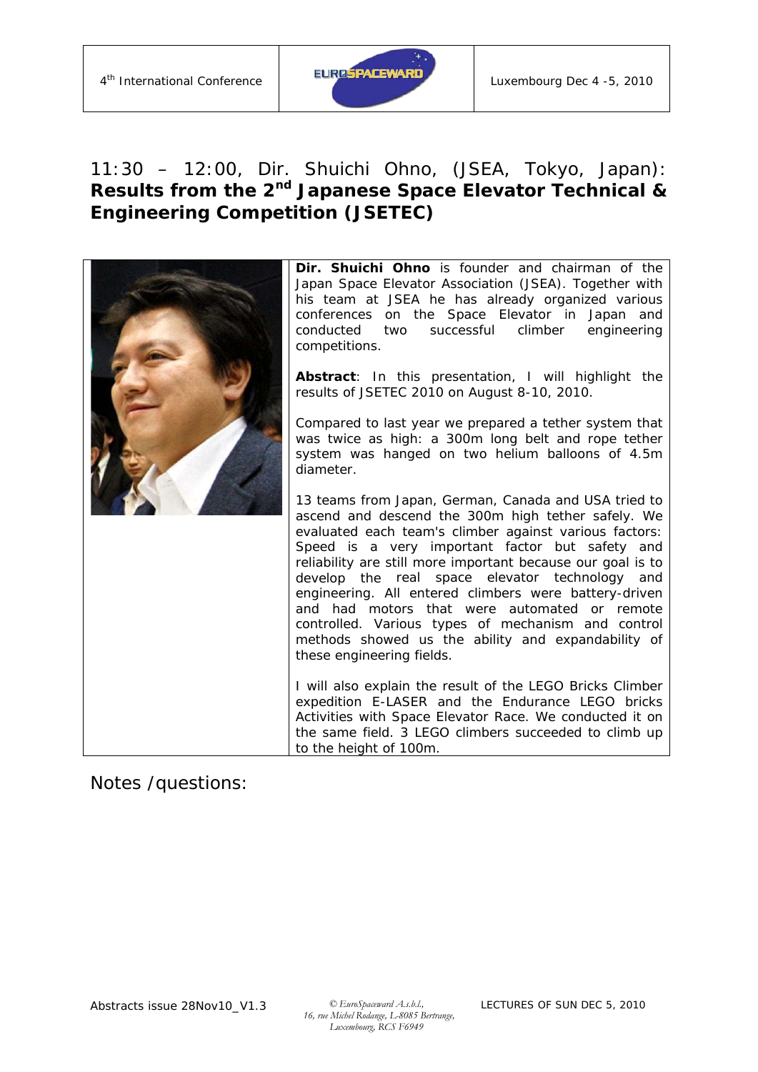## 11:30 – 12:00, Dir. Shuichi Ohno, (JSEA, Tokyo, Japan): **Results from the 2nd Japanese Space Elevator Technical & Engineering Competition (JSETEC)**

**Dir. Shuichi Ohno** is founder and chairman of the Japan Space Elevator Association (JSEA). Together with his team at JSEA he has already organized various conferences on the Space Elevator in Japan and conducted two successful climber engineering competitions.

**Abstract**: In this presentation, I will highlight the results of JSETEC 2010 on August 8-10, 2010.

Compared to last year we prepared a tether system that was twice as high: a 300m long belt and rope tether system was hanged on two helium balloons of 4.5m diameter.

13 teams from Japan, German, Canada and USA tried to ascend and descend the 300m high tether safely. We evaluated each team's climber against various factors: Speed is a very important factor but safety and reliability are still more important because our goal is to develop the real space elevator technology and engineering. All entered climbers were battery-driven and had motors that were automated or remote controlled. Various types of mechanism and control methods showed us the ability and expandability of these engineering fields.

I will also explain the result of the LEGO Bricks Climber expedition E-LASER and the Endurance LEGO bricks Activities with Space Elevator Race. We conducted it on the same field. 3 LEGO climbers succeeded to climb up to the height of 100m.

Notes /questions: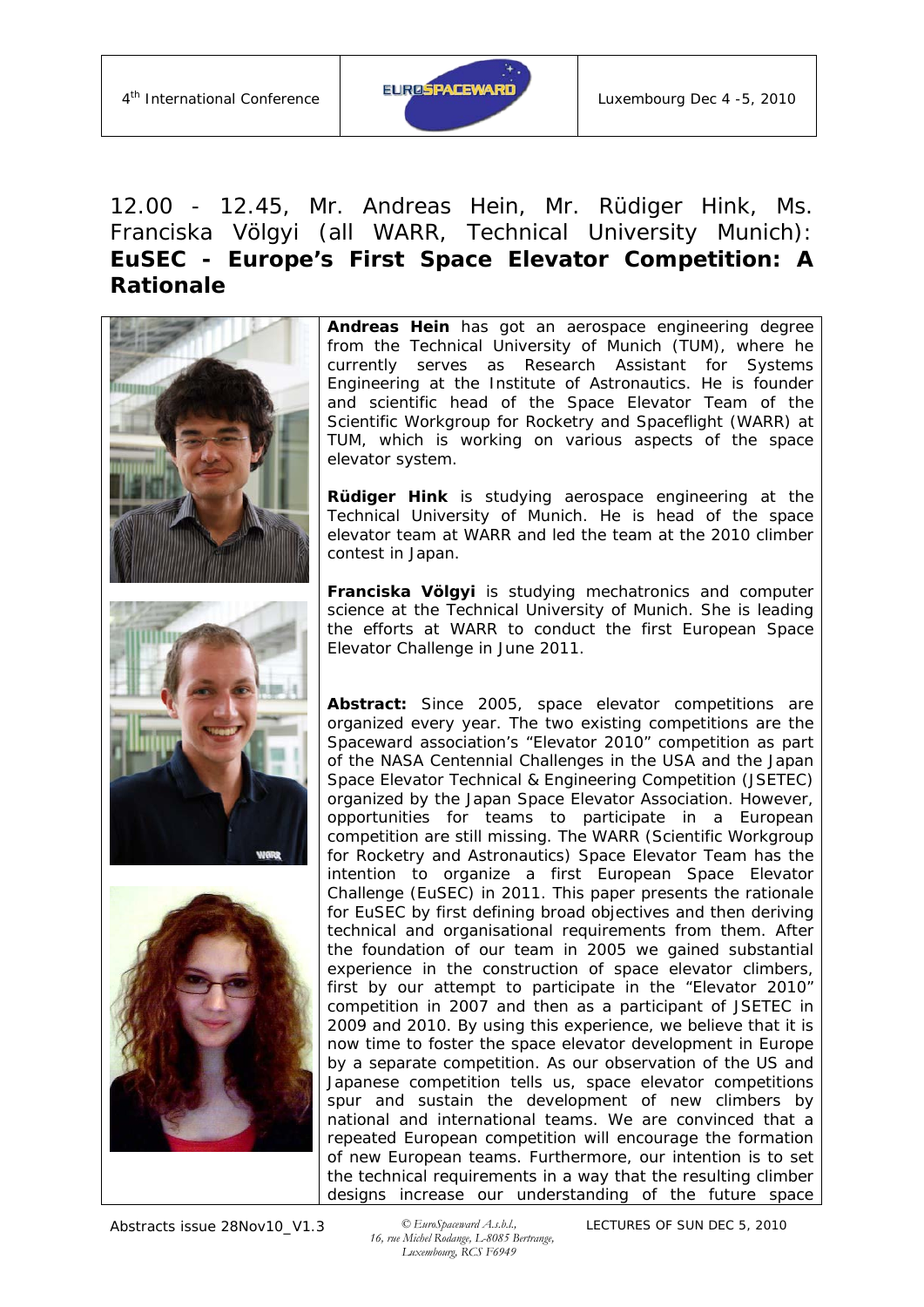12.00 - 12.45, Mr. Andreas Hein, Mr. Rüdiger Hink, Ms. Franciska Völgyi (all WARR, Technical University Munich): **EuSEC - Europe's First Space Elevator Competition: A Rationale**

**Andreas Hein** has got an aerospace engineering degree from the Technical University of Munich (TUM), where he currently serves as Research Assistant for Systems Engineering at the Institute of Astronautics. He is founder and scientific head of the Space Elevator Team of the Scientific Workgroup for Rocketry and Spaceflight (WARR) at TUM, which is working on various aspects of the space elevator system.

**Rüdiger Hink** is studying aerospace engineering at the Technical University of Munich. He is head of the space elevator team at WARR and led the team at the 2010 climber contest in Japan.

**Franciska Völgyi** is studying mechatronics and computer science at the Technical University of Munich. She is leading the efforts at WARR to conduct the first European Space Elevator Challenge in June 2011.

**Abstract:** Since 2005, space elevator competitions are organized every year. The two existing competitions are the Spaceward association's "Elevator 2010" competition as part of the NASA Centennial Challenges in the USA and the Japan Space Elevator Technical & Engineering Competition (JSETEC) organized by the Japan Space Elevator Association. However, opportunities for teams to participate in a European competition are still missing. The WARR (Scientific Workgroup for Rocketry and Astronautics) Space Elevator Team has the intention to organize a first European Space Elevator Challenge (EuSEC) in 2011. This paper presents the rationale for EuSEC by first defining broad objectives and then deriving technical and organisational requirements from them. After the foundation of our team in 2005 we gained substantial experience in the construction of space elevator climbers, first by our attempt to participate in the "Elevator 2010" competition in 2007 and then as a participant of JSETEC in 2009 and 2010. By using this experience, we believe that it is now time to foster the space elevator development in Europe by a separate competition. As our observation of the US and Japanese competition tells us, space elevator competitions spur and sustain the development of new climbers by national and international teams. We are convinced that a repeated European competition will encourage the formation of new European teams. Furthermore, our intention is to set the technical requirements in a way that the resulting climber designs increase our understanding of the future space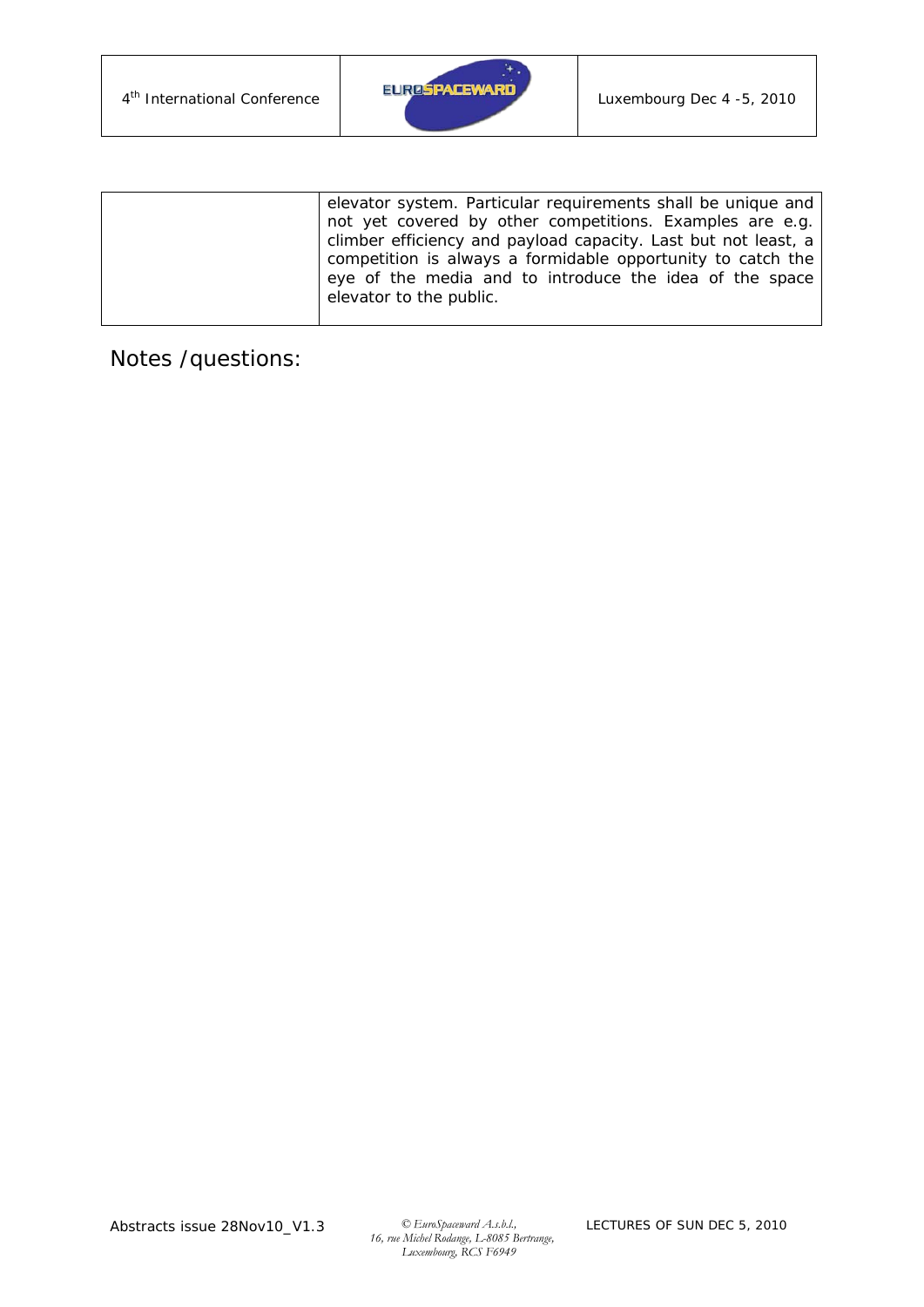| | elevator system. Particular requirements shall be unique and not yet covered by other competitions. Examples are e.g. climber efficiency and payload capacity. Last but not least, a competition is always a formidable opportunity to catch the eye of the media and to introduce the idea of the space elevator to the public. |
|---|---|

Notes /questions: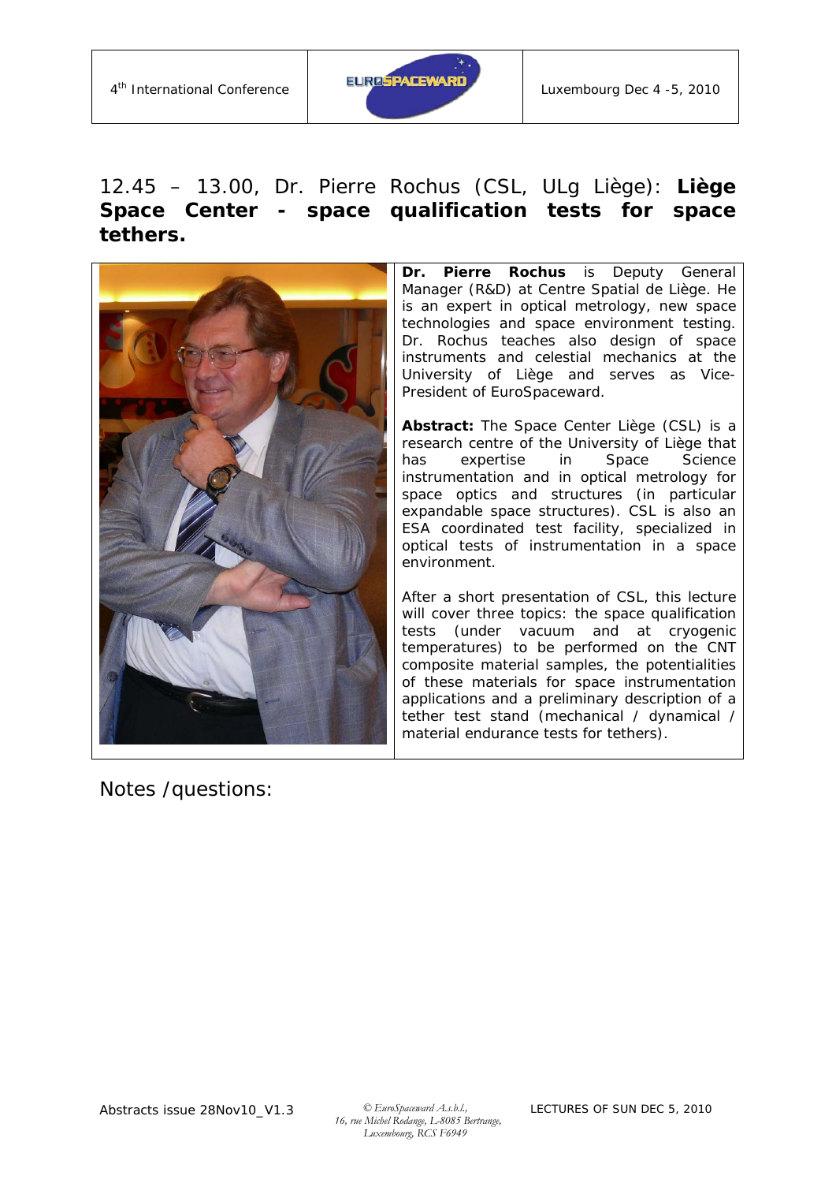## 12.45 – 13.00, Dr. Pierre Rochus (CSL, ULg Liège): **Liège Space Center - space qualification tests for space tethers.**

**Dr. Pierre Rochus** is Deputy General Manager (R&D) at Centre Spatial de Liège. He is an expert in optical metrology, new space technologies and space environment testing. Dr. Rochus teaches also design of space instruments and celestial mechanics at the University of Liège and serves as Vice-President of EuroSpaceward.

**Abstract:** The Space Center Liège (CSL) is a research centre of the University of Liège that has expertise in Space Science instrumentation and in optical metrology for space optics and structures (in particular expandable space structures). CSL is also an ESA coordinated test facility, specialized in optical tests of instrumentation in a space environment.

After a short presentation of CSL, this lecture will cover three topics: the space qualification tests (under vacuum and at cryogenic temperatures) to be performed on the CNT composite material samples, the potentialities of these materials for space instrumentation applications and a preliminary description of a tether test stand (mechanical / dynamical / material endurance tests for tethers).

Notes /questions: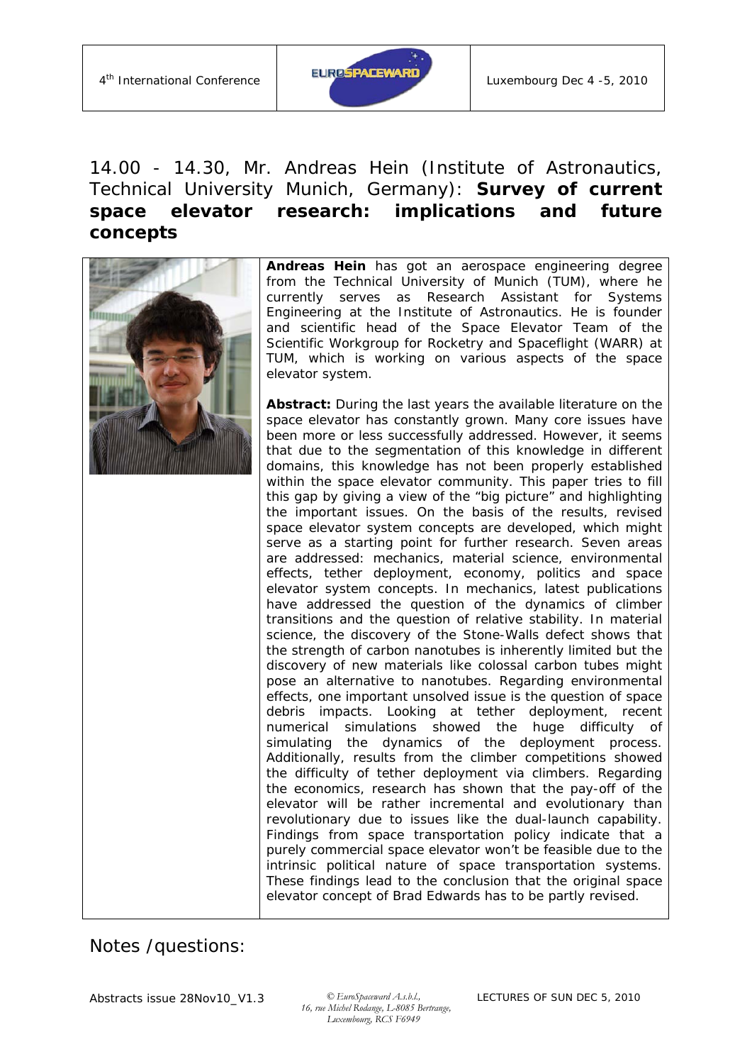## 14.00 - 14.30, Mr. Andreas Hein (Institute of Astronautics, Technical University Munich, Germany): **Survey of current space elevator research: implications and future concepts**

**Andreas Hein** has got an aerospace engineering degree from the Technical University of Munich (TUM), where he currently serves as Research Assistant for Systems Engineering at the Institute of Astronautics. He is founder and scientific head of the Space Elevator Team of the Scientific Workgroup for Rocketry and Spaceflight (WARR) at TUM, which is working on various aspects of the space elevator system.

**Abstract:** During the last years the available literature on the space elevator has constantly grown. Many core issues have been more or less successfully addressed. However, it seems that due to the segmentation of this knowledge in different domains, this knowledge has not been properly established within the space elevator community. This paper tries to fill this gap by giving a view of the "big picture" and highlighting the important issues. On the basis of the results, revised space elevator system concepts are developed, which might serve as a starting point for further research. Seven areas are addressed: mechanics, material science, environmental effects, tether deployment, economy, politics and space elevator system concepts. In mechanics, latest publications have addressed the question of the dynamics of climber transitions and the question of relative stability. In material science, the discovery of the Stone-Walls defect shows that the strength of carbon nanotubes is inherently limited but the discovery of new materials like colossal carbon tubes might pose an alternative to nanotubes. Regarding environmental effects, one important unsolved issue is the question of space debris impacts. Looking at tether deployment, recent numerical simulations showed the huge difficulty of simulating the dynamics of the deployment process. Additionally, results from the climber competitions showed the difficulty of tether deployment via climbers. Regarding the economics, research has shown that the pay-off of the elevator will be rather incremental and evolutionary than revolutionary due to issues like the dual-launch capability. Findings from space transportation policy indicate that a purely commercial space elevator won't be feasible due to the intrinsic political nature of space transportation systems. These findings lead to the conclusion that the original space elevator concept of Brad Edwards has to be partly revised.

Notes /questions: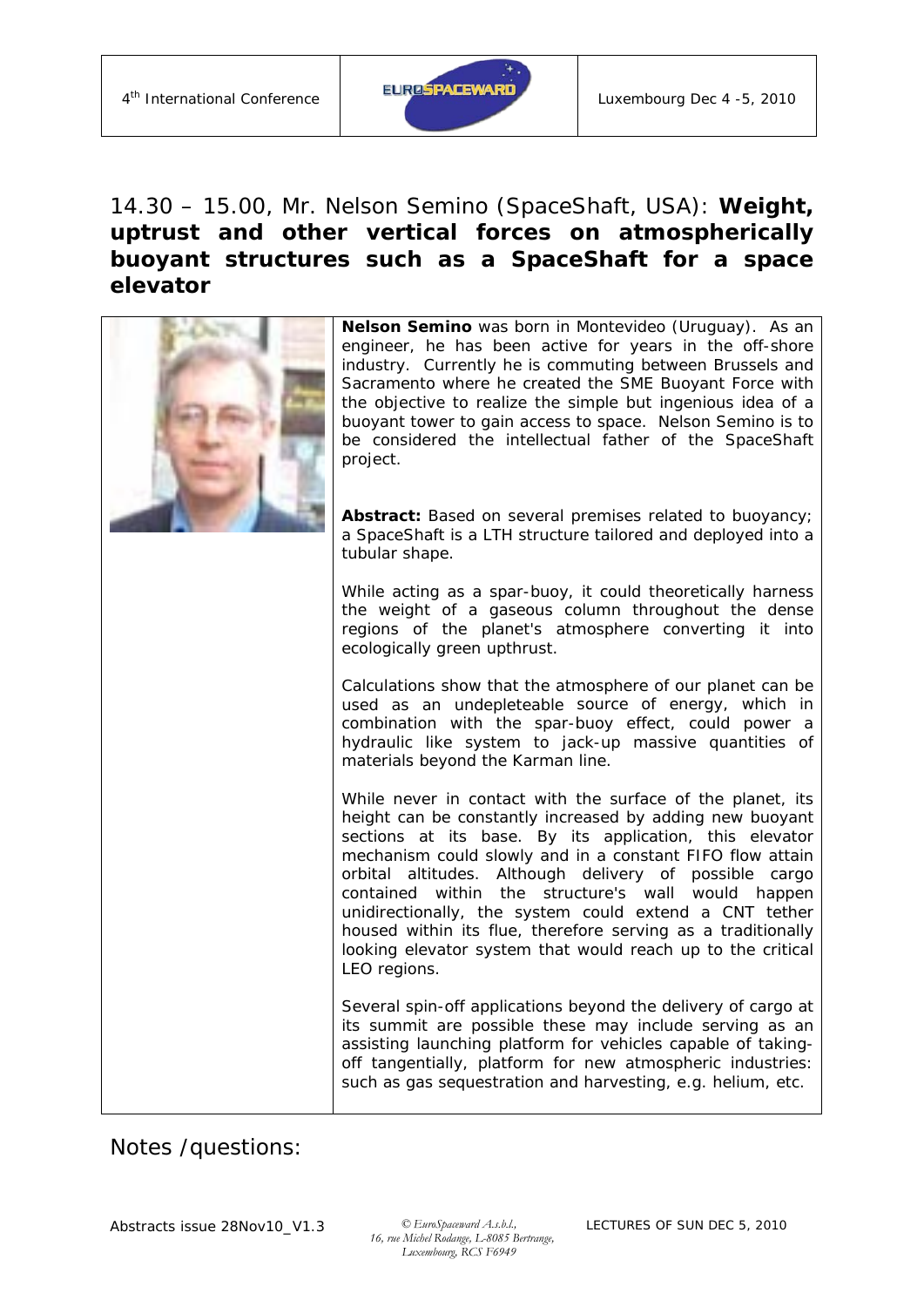## 14.30 – 15.00, Mr. Nelson Semino (SpaceShaft, USA): **Weight, uptrust and other vertical forces on atmospherically buoyant structures such as a SpaceShaft for a space elevator**

**Nelson Semino** was born in Montevideo (Uruguay). As an engineer, he has been active for years in the off-shore industry. Currently he is commuting between Brussels and Sacramento where he created the SME Buoyant Force with the objective to realize the simple but ingenious idea of a buoyant tower to gain access to space. Nelson Semino is to be considered the intellectual father of the SpaceShaft project.

**Abstract:** Based on several premises related to buoyancy; a SpaceShaft is a LTH structure tailored and deployed into a tubular shape.

While acting as a spar-buoy, it could theoretically harness the weight of a gaseous column throughout the dense regions of the planet's atmosphere converting it into ecologically green upthrust.

Calculations show that the atmosphere of our planet can be used as an undepleteable source of energy, which in combination with the spar-buoy effect, could power a hydraulic like system to jack-up massive quantities of materials beyond the Karman line.

While never in contact with the surface of the planet, its height can be constantly increased by adding new buoyant sections at its base. By its application, this elevator mechanism could slowly and in a constant FIFO flow attain orbital altitudes. Although delivery of possible cargo contained within the structure's wall would happen unidirectionally, the system could extend a CNT tether housed within its flue, therefore serving as a traditionally looking elevator system that would reach up to the critical LEO regions.

Several spin-off applications beyond the delivery of cargo at its summit are possible these may include serving as an assisting launching platform for vehicles capable of taking-off tangentially, platform for new atmospheric industries: such as gas sequestration and harvesting, e.g. helium, etc.

## Notes /questions: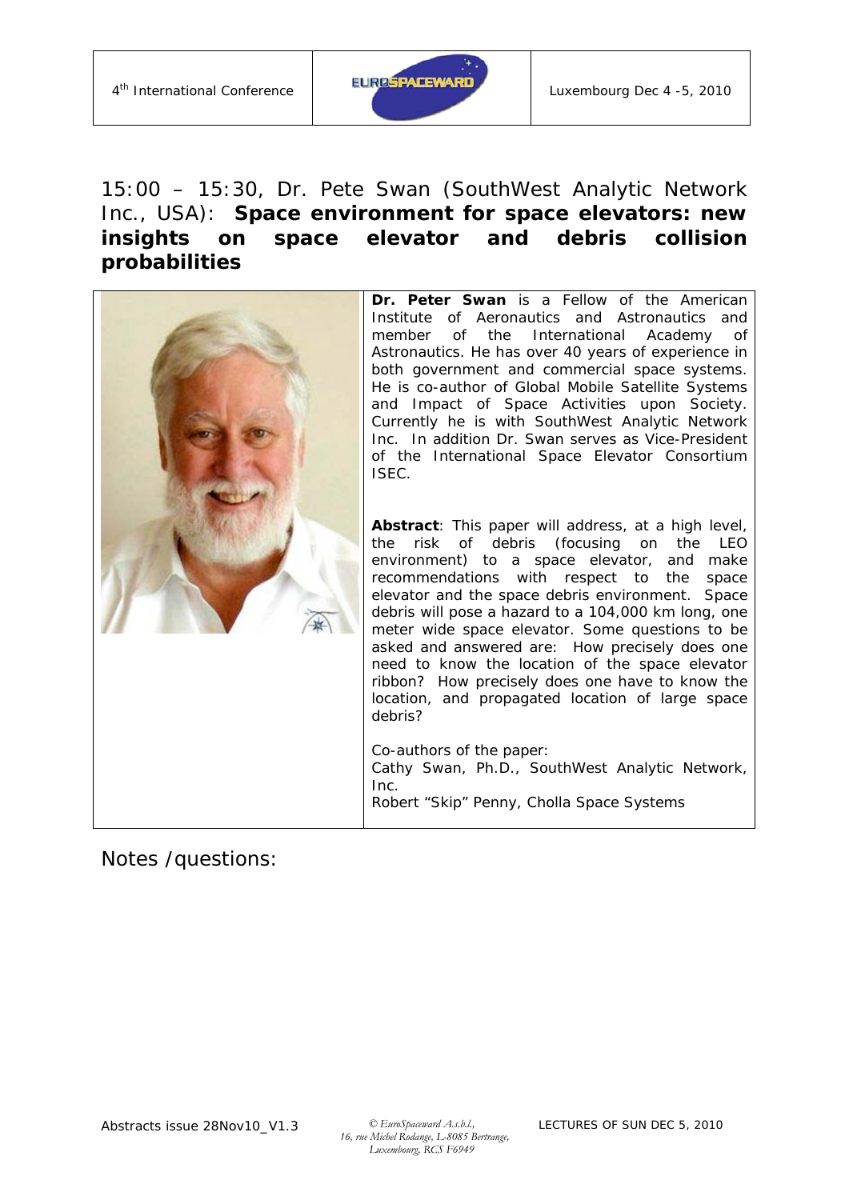## 15:00 – 15:30, Dr. Pete Swan (SouthWest Analytic Network Inc., USA): **Space environment for space elevators: new insights on space elevator and debris collision probabilities**

**Dr. Peter Swan** is a Fellow of the American Institute of Aeronautics and Astronautics and member of the International Academy of Astronautics. He has over 40 years of experience in both government and commercial space systems. He is co-author of Global Mobile Satellite Systems and Impact of Space Activities upon Society. Currently he is with SouthWest Analytic Network Inc. In addition Dr. Swan serves as Vice-President of the International Space Elevator Consortium ISEC.

**Abstract**: This paper will address, at a high level, the risk of debris (focusing on the LEO environment) to a space elevator, and make recommendations with respect to the space elevator and the space debris environment. Space debris will pose a hazard to a 104,000 km long, one meter wide space elevator. Some questions to be asked and answered are: How precisely does one need to know the location of the space elevator ribbon? How precisely does one have to know the location, and propagated location of large space debris?

Co-authors of the paper:
Cathy Swan, Ph.D., SouthWest Analytic Network, Inc.
Robert "Skip" Penny, Cholla Space Systems

Notes /questions: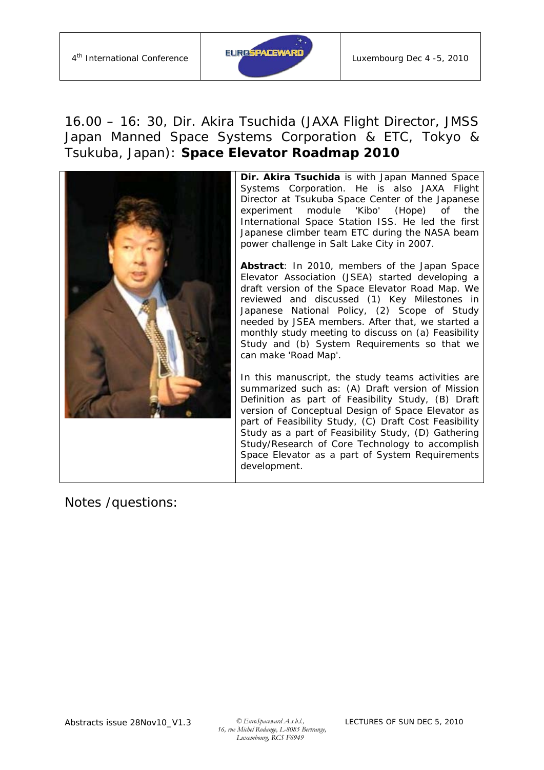## 16.00 – 16: 30, Dir. Akira Tsuchida (JAXA Flight Director, JMSS Japan Manned Space Systems Corporation & ETC, Tokyo & Tsukuba, Japan): **Space Elevator Roadmap 2010**

**Dir. Akira Tsuchida** is with Japan Manned Space Systems Corporation. He is also JAXA Flight Director at Tsukuba Space Center of the Japanese experiment module 'Kibo' (Hope) of the International Space Station ISS. He led the first Japanese climber team ETC during the NASA beam power challenge in Salt Lake City in 2007.

**Abstract**: In 2010, members of the Japan Space Elevator Association (JSEA) started developing a draft version of the Space Elevator Road Map. We reviewed and discussed (1) Key Milestones in Japanese National Policy, (2) Scope of Study needed by JSEA members. After that, we started a monthly study meeting to discuss on (a) Feasibility Study and (b) System Requirements so that we can make 'Road Map'.

In this manuscript, the study teams activities are summarized such as: (A) Draft version of Mission Definition as part of Feasibility Study, (B) Draft version of Conceptual Design of Space Elevator as part of Feasibility Study, (C) Draft Cost Feasibility Study as a part of Feasibility Study, (D) Gathering Study/Research of Core Technology to accomplish Space Elevator as a part of System Requirements development.

Notes /questions: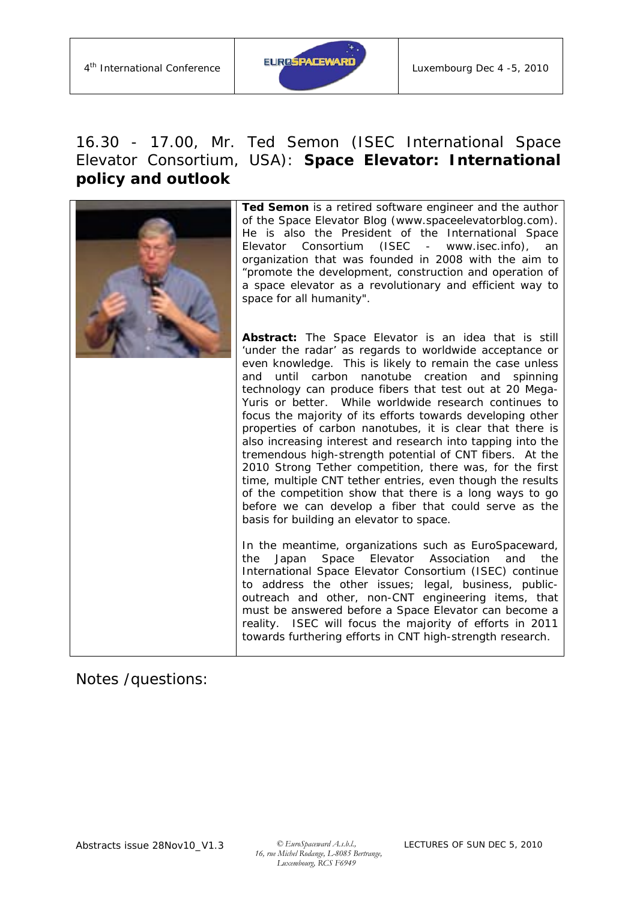## 16.30 - 17.00, Mr. Ted Semon (ISEC International Space Elevator Consortium, USA): **Space Elevator: International policy and outlook**

**Ted Semon** is a retired software engineer and the author of the Space Elevator Blog (www.spaceelevatorblog.com). He is also the President of the International Space Elevator Consortium (ISEC - www.isec.info), an organization that was founded in 2008 with the aim to "promote the development, construction and operation of a space elevator as a revolutionary and efficient way to space for all humanity".

**Abstract:** The Space Elevator is an idea that is still 'under the radar' as regards to worldwide acceptance or even knowledge. This is likely to remain the case unless and until carbon nanotube creation and spinning technology can produce fibers that test out at 20 Mega-Yuris or better. While worldwide research continues to focus the majority of its efforts towards developing other properties of carbon nanotubes, it is clear that there is also increasing interest and research into tapping into the tremendous high-strength potential of CNT fibers. At the 2010 Strong Tether competition, there was, for the first time, multiple CNT tether entries, even though the results of the competition show that there is a long ways to go before we can develop a fiber that could serve as the basis for building an elevator to space.

In the meantime, organizations such as EuroSpaceward, the Japan Space Elevator Association and the International Space Elevator Consortium (ISEC) continue to address the other issues; legal, business, public-outreach and other, non-CNT engineering items, that must be answered before a Space Elevator can become a reality. ISEC will focus the majority of efforts in 2011 towards furthering efforts in CNT high-strength research.

Notes /questions: